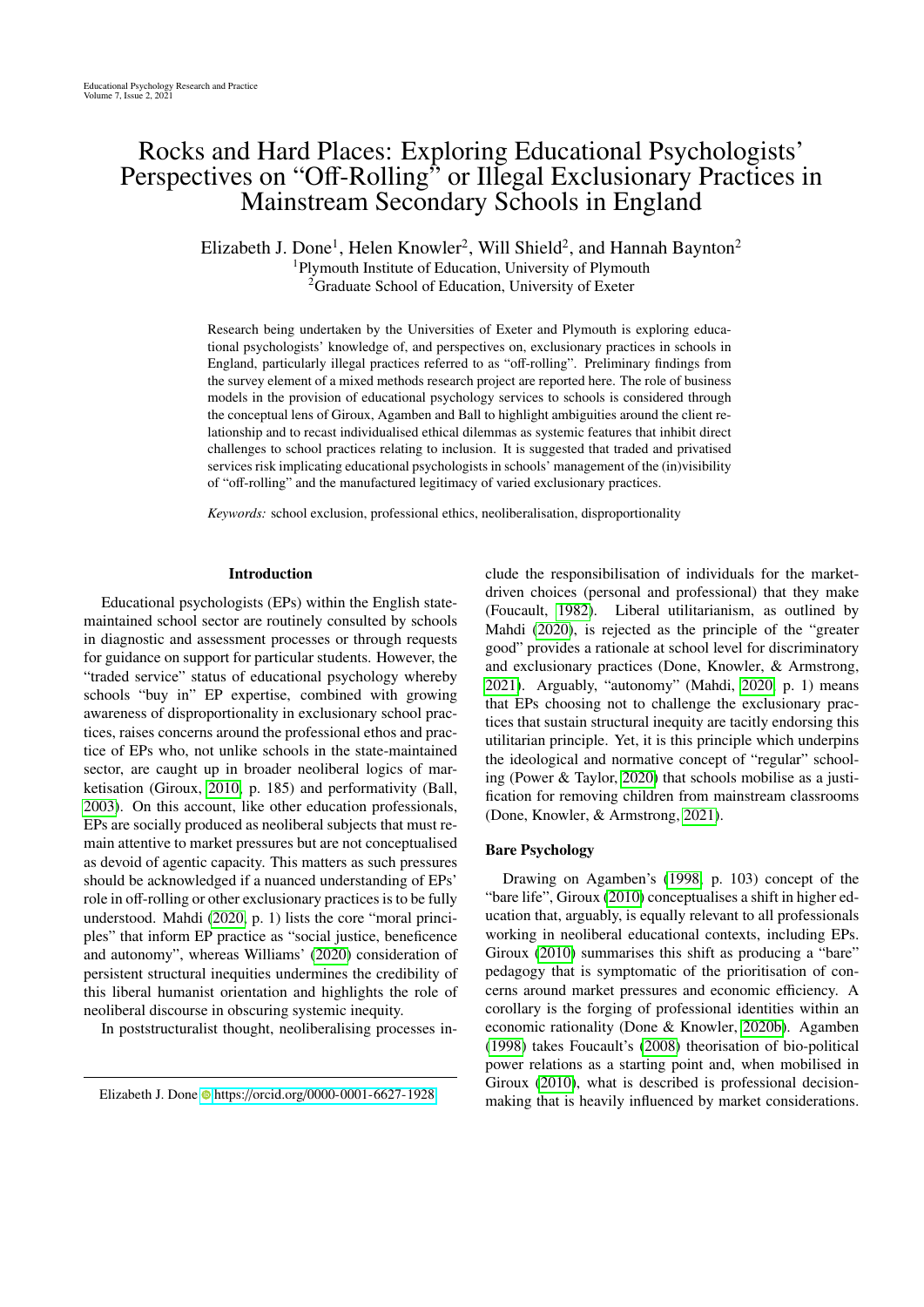# Rocks and Hard Places: Exploring Educational Psychologists' Perspectives on "Off-Rolling" or Illegal Exclusionary Practices in Mainstream Secondary Schools in England

Elizabeth J. Done[1], Helen Knowler[2], Will Shield[2], and Hannah Baynton[2]

[1]Plymouth Institute of Education, University of Plymouth
[2]Graduate School of Education, University of Exeter

Research being undertaken by the Universities of Exeter and Plymouth is exploring educational psychologists' knowledge of, and perspectives on, exclusionary practices in schools in England, particularly illegal practices referred to as "off-rolling". Preliminary findings from the survey element of a mixed methods research project are reported here. The role of business models in the provision of educational psychology services to schools is considered through the conceptual lens of Giroux, Agamben and Ball to highlight ambiguities around the client relationship and to recast individualised ethical dilemmas as systemic features that inhibit direct challenges to school practices relating to inclusion. It is suggested that traded and privatised services risk implicating educational psychologists in schools' management of the (in)visibility of "off-rolling" and the manufactured legitimacy of varied exclusionary practices.

*Keywords:* school exclusion, professional ethics, neoliberalisation, disproportionality

## Introduction

Educational psychologists (EPs) within the English state-maintained school sector are routinely consulted by schools in diagnostic and assessment processes or through requests for guidance on support for particular students. However, the "traded service" status of educational psychology whereby schools "buy in" EP expertise, combined with growing awareness of disproportionality in exclusionary school practices, raises concerns around the professional ethos and practice of EPs who, not unlike schools in the state-maintained sector, are caught up in broader neoliberal logics of marketisation (Giroux, 2010, p. 185) and performativity (Ball, 2003). On this account, like other education professionals, EPs are socially produced as neoliberal subjects that must remain attentive to market pressures but are not conceptualised as devoid of agentic capacity. This matters as such pressures should be acknowledged if a nuanced understanding of EPs' role in off-rolling or other exclusionary practices is to be fully understood. Mahdi (2020, p. 1) lists the core "moral principles" that inform EP practice as "social justice, beneficence and autonomy", whereas Williams' (2020) consideration of persistent structural inequities undermines the credibility of this liberal humanist orientation and highlights the role of neoliberal discourse in obscuring systemic inequity.

In poststructuralist thought, neoliberalising processes include the responsibilisation of individuals for the market-driven choices (personal and professional) that they make (Foucault, 1982). Liberal utilitarianism, as outlined by Mahdi (2020), is rejected as the principle of the "greater good" provides a rationale at school level for discriminatory and exclusionary practices (Done, Knowler, & Armstrong, 2021). Arguably, "autonomy" (Mahdi, 2020, p. 1) means that EPs choosing not to challenge the exclusionary practices that sustain structural inequity are tacitly endorsing this utilitarian principle. Yet, it is this principle which underpins the ideological and normative concept of "regular" schooling (Power & Taylor, 2020) that schools mobilise as a justification for removing children from mainstream classrooms (Done, Knowler, & Armstrong, 2021).

### Bare Psychology

Drawing on Agamben's (1998, p. 103) concept of the "bare life", Giroux (2010) conceptualises a shift in higher education that, arguably, is equally relevant to all professionals working in neoliberal educational contexts, including EPs. Giroux (2010) summarises this shift as producing a "bare" pedagogy that is symptomatic of the prioritisation of concerns around market pressures and economic efficiency. A corollary is the forging of professional identities within an economic rationality (Done & Knowler, 2020b). Agamben (1998) takes Foucault's (2008) theorisation of bio-political power relations as a starting point and, when mobilised in Giroux (2010), what is described is professional decision-making that is heavily influenced by market considerations.

Elizabeth J. Done https://orcid.org/0000-0001-6627-1928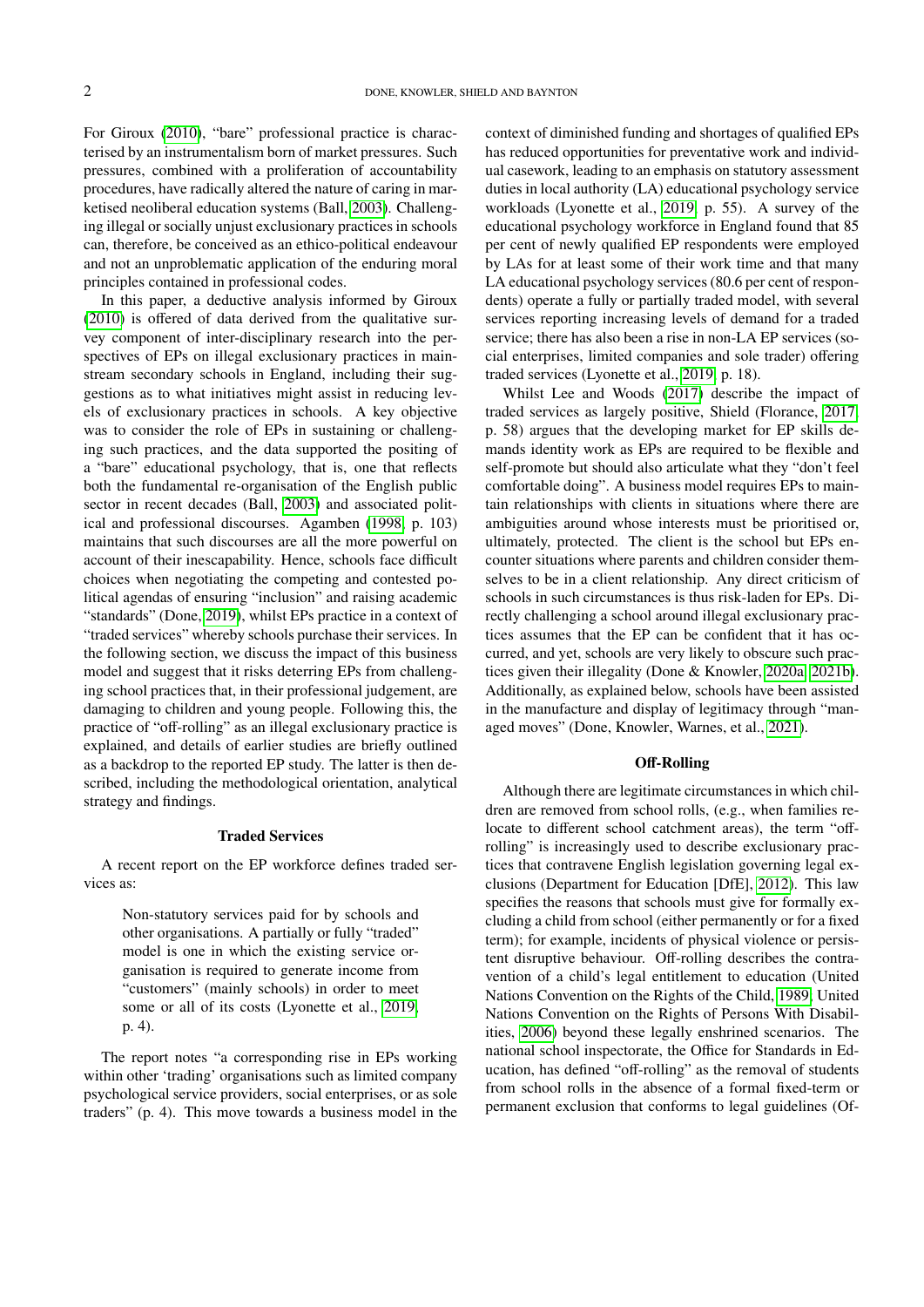For Giroux (2010), "bare" professional practice is characterised by an instrumentalism born of market pressures. Such pressures, combined with a proliferation of accountability procedures, have radically altered the nature of caring in marketised neoliberal education systems (Ball, 2003). Challenging illegal or socially unjust exclusionary practices in schools can, therefore, be conceived as an ethico-political endeavour and not an unproblematic application of the enduring moral principles contained in professional codes.

In this paper, a deductive analysis informed by Giroux (2010) is offered of data derived from the qualitative survey component of inter-disciplinary research into the perspectives of EPs on illegal exclusionary practices in mainstream secondary schools in England, including their suggestions as to what initiatives might assist in reducing levels of exclusionary practices in schools. A key objective was to consider the role of EPs in sustaining or challenging such practices, and the data supported the positing of a "bare" educational psychology, that is, one that reflects both the fundamental re-organisation of the English public sector in recent decades (Ball, 2003) and associated political and professional discourses. Agamben (1998, p. 103) maintains that such discourses are all the more powerful on account of their inescapability. Hence, schools face difficult choices when negotiating the competing and contested political agendas of ensuring "inclusion" and raising academic "standards" (Done, 2019), whilst EPs practice in a context of "traded services" whereby schools purchase their services. In the following section, we discuss the impact of this business model and suggest that it risks deterring EPs from challenging school practices that, in their professional judgement, are damaging to children and young people. Following this, the practice of "off-rolling" as an illegal exclusionary practice is explained, and details of earlier studies are briefly outlined as a backdrop to the reported EP study. The latter is then described, including the methodological orientation, analytical strategy and findings.

## Traded Services

A recent report on the EP workforce defines traded services as:

> Non-statutory services paid for by schools and other organisations. A partially or fully "traded" model is one in which the existing service organisation is required to generate income from "customers" (mainly schools) in order to meet some or all of its costs (Lyonette et al., 2019, p. 4).

The report notes "a corresponding rise in EPs working within other 'trading' organisations such as limited company psychological service providers, social enterprises, or as sole traders" (p. 4). This move towards a business model in the context of diminished funding and shortages of qualified EPs has reduced opportunities for preventative work and individual casework, leading to an emphasis on statutory assessment duties in local authority (LA) educational psychology service workloads (Lyonette et al., 2019, p. 55). A survey of the educational psychology workforce in England found that 85 per cent of newly qualified EP respondents were employed by LAs for at least some of their work time and that many LA educational psychology services (80.6 per cent of respondents) operate a fully or partially traded model, with several services reporting increasing levels of demand for a traded service; there has also been a rise in non-LA EP services (social enterprises, limited companies and sole trader) offering traded services (Lyonette et al., 2019, p. 18).

Whilst Lee and Woods (2017) describe the impact of traded services as largely positive, Shield (Florance, 2017, p. 58) argues that the developing market for EP skills demands identity work as EPs are required to be flexible and self-promote but should also articulate what they "don't feel comfortable doing". A business model requires EPs to maintain relationships with clients in situations where there are ambiguities around whose interests must be prioritised or, ultimately, protected. The client is the school but EPs encounter situations where parents and children consider themselves to be in a client relationship. Any direct criticism of schools in such circumstances is thus risk-laden for EPs. Directly challenging a school around illegal exclusionary practices assumes that the EP can be confident that it has occurred, and yet, schools are very likely to obscure such practices given their illegality (Done & Knowler, 2020a, 2021b). Additionally, as explained below, schools have been assisted in the manufacture and display of legitimacy through "managed moves" (Done, Knowler, Warnes, et al., 2021).

## Off-Rolling

Although there are legitimate circumstances in which children are removed from school rolls, (e.g., when families relocate to different school catchment areas), the term "off-rolling" is increasingly used to describe exclusionary practices that contravene English legislation governing legal exclusions (Department for Education [DfE], 2012). This law specifies the reasons that schools must give for formally excluding a child from school (either permanently or for a fixed term); for example, incidents of physical violence or persistent disruptive behaviour. Off-rolling describes the contravention of a child's legal entitlement to education (United Nations Convention on the Rights of the Child, 1989, United Nations Convention on the Rights of Persons With Disabilities, 2006) beyond these legally enshrined scenarios. The national school inspectorate, the Office for Standards in Education, has defined "off-rolling" as the removal of students from school rolls in the absence of a formal fixed-term or permanent exclusion that conforms to legal guidelines (Of-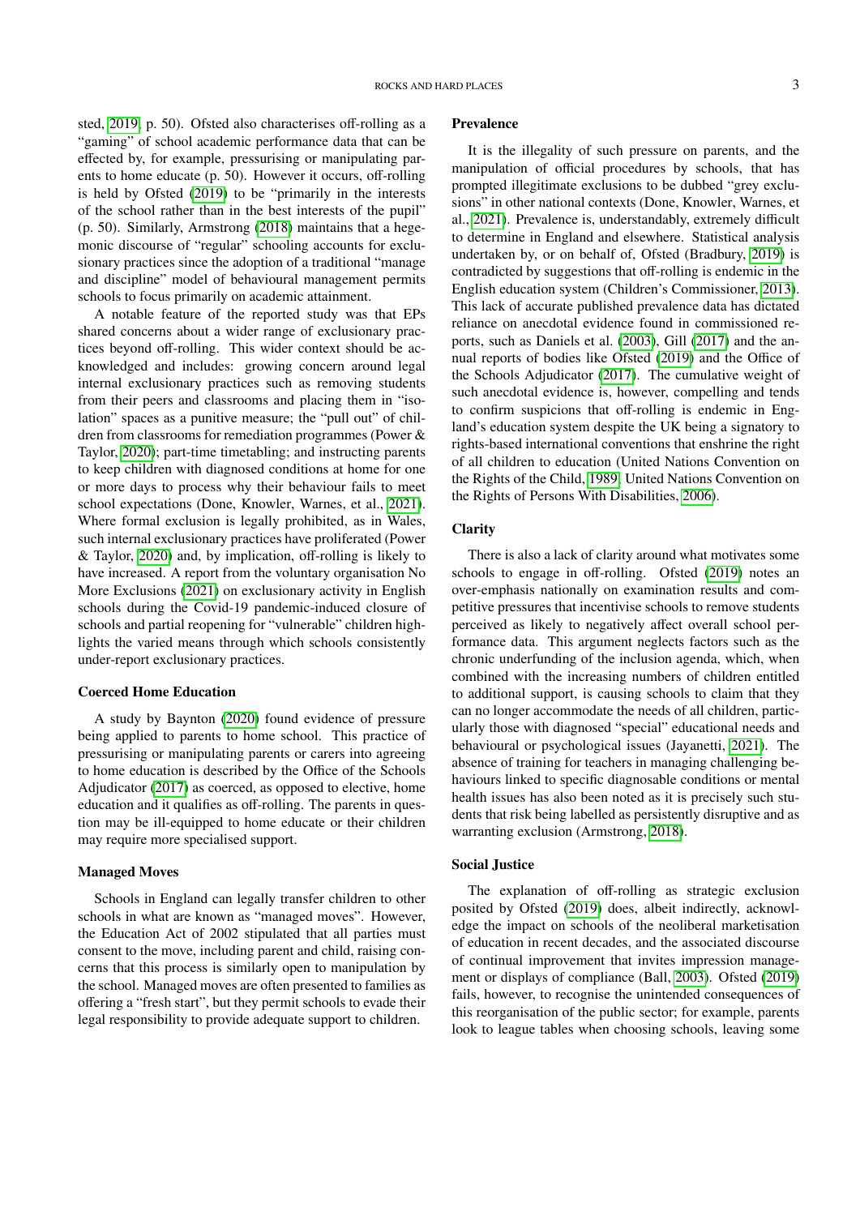sted, 2019, p. 50). Ofsted also characterises off-rolling as a "gaming" of school academic performance data that can be effected by, for example, pressurising or manipulating parents to home educate (p. 50). However it occurs, off-rolling is held by Ofsted (2019) to be "primarily in the interests of the school rather than in the best interests of the pupil" (p. 50). Similarly, Armstrong (2018) maintains that a hegemonic discourse of "regular" schooling accounts for exclusionary practices since the adoption of a traditional "manage and discipline" model of behavioural management permits schools to focus primarily on academic attainment.

A notable feature of the reported study was that EPs shared concerns about a wider range of exclusionary practices beyond off-rolling. This wider context should be acknowledged and includes: growing concern around legal internal exclusionary practices such as removing students from their peers and classrooms and placing them in "isolation" spaces as a punitive measure; the "pull out" of children from classrooms for remediation programmes (Power & Taylor, 2020); part-time timetabling; and instructing parents to keep children with diagnosed conditions at home for one or more days to process why their behaviour fails to meet school expectations (Done, Knowler, Warnes, et al., 2021). Where formal exclusion is legally prohibited, as in Wales, such internal exclusionary practices have proliferated (Power & Taylor, 2020) and, by implication, off-rolling is likely to have increased. A report from the voluntary organisation No More Exclusions (2021) on exclusionary activity in English schools during the Covid-19 pandemic-induced closure of schools and partial reopening for "vulnerable" children highlights the varied means through which schools consistently under-report exclusionary practices.

### Coerced Home Education

A study by Baynton (2020) found evidence of pressure being applied to parents to home school. This practice of pressurising or manipulating parents or carers into agreeing to home education is described by the Office of the Schools Adjudicator (2017) as coerced, as opposed to elective, home education and it qualifies as off-rolling. The parents in question may be ill-equipped to home educate or their children may require more specialised support.

### Managed Moves

Schools in England can legally transfer children to other schools in what are known as "managed moves". However, the Education Act of 2002 stipulated that all parties must consent to the move, including parent and child, raising concerns that this process is similarly open to manipulation by the school. Managed moves are often presented to families as offering a "fresh start", but they permit schools to evade their legal responsibility to provide adequate support to children.

### Prevalence

It is the illegality of such pressure on parents, and the manipulation of official procedures by schools, that has prompted illegitimate exclusions to be dubbed "grey exclusions" in other national contexts (Done, Knowler, Warnes, et al., 2021). Prevalence is, understandably, extremely difficult to determine in England and elsewhere. Statistical analysis undertaken by, or on behalf of, Ofsted (Bradbury, 2019) is contradicted by suggestions that off-rolling is endemic in the English education system (Children's Commissioner, 2013). This lack of accurate published prevalence data has dictated reliance on anecdotal evidence found in commissioned reports, such as Daniels et al. (2003), Gill (2017) and the annual reports of bodies like Ofsted (2019) and the Office of the Schools Adjudicator (2017). The cumulative weight of such anecdotal evidence is, however, compelling and tends to confirm suspicions that off-rolling is endemic in England's education system despite the UK being a signatory to rights-based international conventions that enshrine the right of all children to education (United Nations Convention on the Rights of the Child, 1989; United Nations Convention on the Rights of Persons With Disabilities, 2006).

### Clarity

There is also a lack of clarity around what motivates some schools to engage in off-rolling. Ofsted (2019) notes an over-emphasis nationally on examination results and competitive pressures that incentivise schools to remove students perceived as likely to negatively affect overall school performance data. This argument neglects factors such as the chronic underfunding of the inclusion agenda, which, when combined with the increasing numbers of children entitled to additional support, is causing schools to claim that they can no longer accommodate the needs of all children, particularly those with diagnosed "special" educational needs and behavioural or psychological issues (Jayanetti, 2021). The absence of training for teachers in managing challenging behaviours linked to specific diagnosable conditions or mental health issues has also been noted as it is precisely such students that risk being labelled as persistently disruptive and as warranting exclusion (Armstrong, 2018).

### Social Justice

The explanation of off-rolling as strategic exclusion posited by Ofsted (2019) does, albeit indirectly, acknowledge the impact on schools of the neoliberal marketisation of education in recent decades, and the associated discourse of continual improvement that invites impression management or displays of compliance (Ball, 2003). Ofsted (2019) fails, however, to recognise the unintended consequences of this reorganisation of the public sector; for example, parents look to league tables when choosing schools, leaving some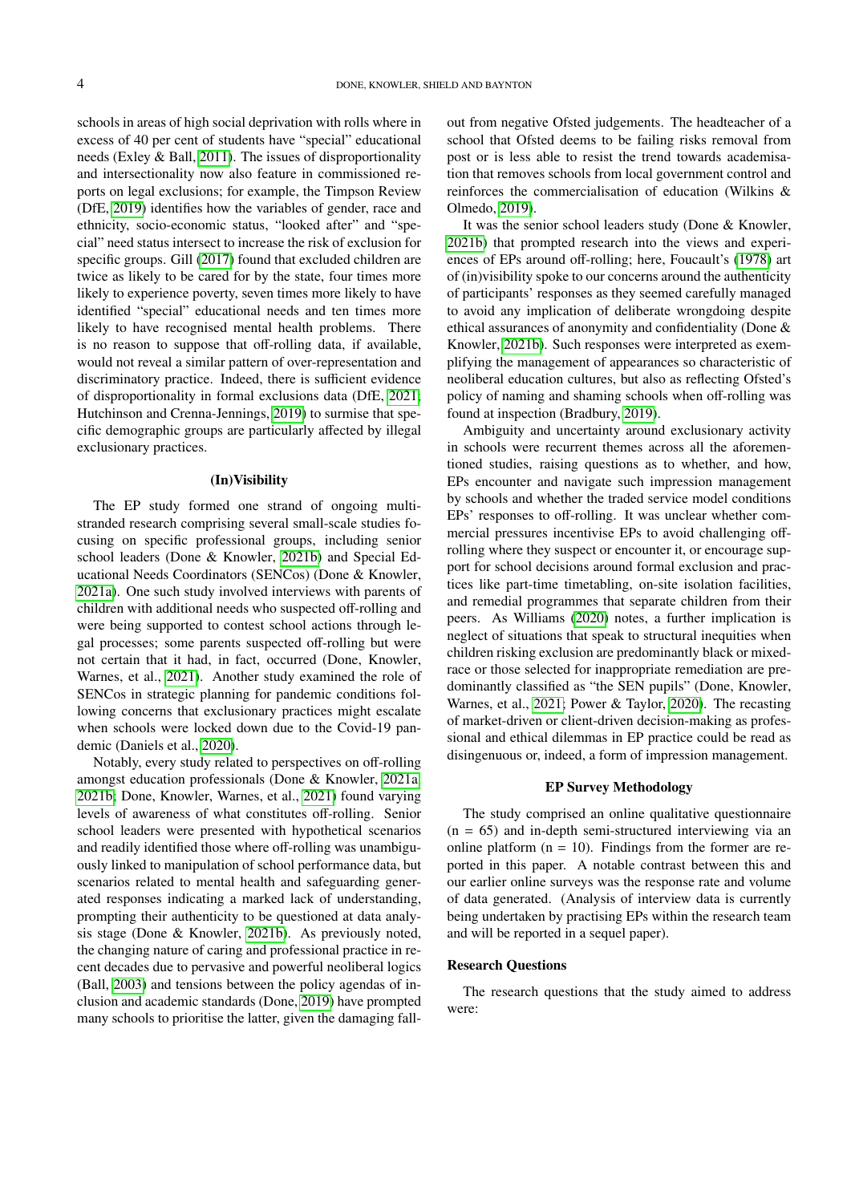schools in areas of high social deprivation with rolls where in excess of 40 per cent of students have "special" educational needs (Exley & Ball, 2011). The issues of disproportionality and intersectionality now also feature in commissioned reports on legal exclusions; for example, the Timpson Review (DfE, 2019) identifies how the variables of gender, race and ethnicity, socio-economic status, "looked after" and "special" need status intersect to increase the risk of exclusion for specific groups. Gill (2017) found that excluded children are twice as likely to be cared for by the state, four times more likely to experience poverty, seven times more likely to have identified "special" educational needs and ten times more likely to have recognised mental health problems. There is no reason to suppose that off-rolling data, if available, would not reveal a similar pattern of over-representation and discriminatory practice. Indeed, there is sufficient evidence of disproportionality in formal exclusions data (DfE, 2021; Hutchinson and Crenna-Jennings, 2019) to surmise that specific demographic groups are particularly affected by illegal exclusionary practices.

### (In)Visibility

The EP study formed one strand of ongoing multi-stranded research comprising several small-scale studies focusing on specific professional groups, including senior school leaders (Done & Knowler, 2021b) and Special Educational Needs Coordinators (SENCos) (Done & Knowler, 2021a). One such study involved interviews with parents of children with additional needs who suspected off-rolling and were being supported to contest school actions through legal processes; some parents suspected off-rolling but were not certain that it had, in fact, occurred (Done, Knowler, Warnes, et al., 2021). Another study examined the role of SENCos in strategic planning for pandemic conditions following concerns that exclusionary practices might escalate when schools were locked down due to the Covid-19 pandemic (Daniels et al., 2020).

Notably, every study related to perspectives on off-rolling amongst education professionals (Done & Knowler, 2021a, 2021b; Done, Knowler, Warnes, et al., 2021) found varying levels of awareness of what constitutes off-rolling. Senior school leaders were presented with hypothetical scenarios and readily identified those where off-rolling was unambiguously linked to manipulation of school performance data, but scenarios related to mental health and safeguarding generated responses indicating a marked lack of understanding, prompting their authenticity to be questioned at data analysis stage (Done & Knowler, 2021b). As previously noted, the changing nature of caring and professional practice in recent decades due to pervasive and powerful neoliberal logics (Ball, 2003) and tensions between the policy agendas of inclusion and academic standards (Done, 2019) have prompted many schools to prioritise the latter, given the damaging fallout from negative Ofsted judgements. The headteacher of a school that Ofsted deems to be failing risks removal from post or is less able to resist the trend towards academisation that removes schools from local government control and reinforces the commercialisation of education (Wilkins & Olmedo, 2019).

It was the senior school leaders study (Done & Knowler, 2021b) that prompted research into the views and experiences of EPs around off-rolling; here, Foucault's (1978) art of (in)visibility spoke to our concerns around the authenticity of participants' responses as they seemed carefully managed to avoid any implication of deliberate wrongdoing despite ethical assurances of anonymity and confidentiality (Done & Knowler, 2021b). Such responses were interpreted as exemplifying the management of appearances so characteristic of neoliberal education cultures, but also as reflecting Ofsted's policy of naming and shaming schools when off-rolling was found at inspection (Bradbury, 2019).

Ambiguity and uncertainty around exclusionary activity in schools were recurrent themes across all the aforementioned studies, raising questions as to whether, and how, EPs encounter and navigate such impression management by schools and whether the traded service model conditions EPs' responses to off-rolling. It was unclear whether commercial pressures incentivise EPs to avoid challenging off-rolling where they suspect or encounter it, or encourage support for school decisions around formal exclusion and practices like part-time timetabling, on-site isolation facilities, and remedial programmes that separate children from their peers. As Williams (2020) notes, a further implication is neglect of situations that speak to structural inequities when children risking exclusion are predominantly black or mixed-race or those selected for inappropriate remediation are predominantly classified as "the SEN pupils" (Done, Knowler, Warnes, et al., 2021; Power & Taylor, 2020). The recasting of market-driven or client-driven decision-making as professional and ethical dilemmas in EP practice could be read as disingenuous or, indeed, a form of impression management.

### EP Survey Methodology

The study comprised an online qualitative questionnaire (n = 65) and in-depth semi-structured interviewing via an online platform (n = 10). Findings from the former are reported in this paper. A notable contrast between this and our earlier online surveys was the response rate and volume of data generated. (Analysis of interview data is currently being undertaken by practising EPs within the research team and will be reported in a sequel paper).

#### Research Questions

The research questions that the study aimed to address were: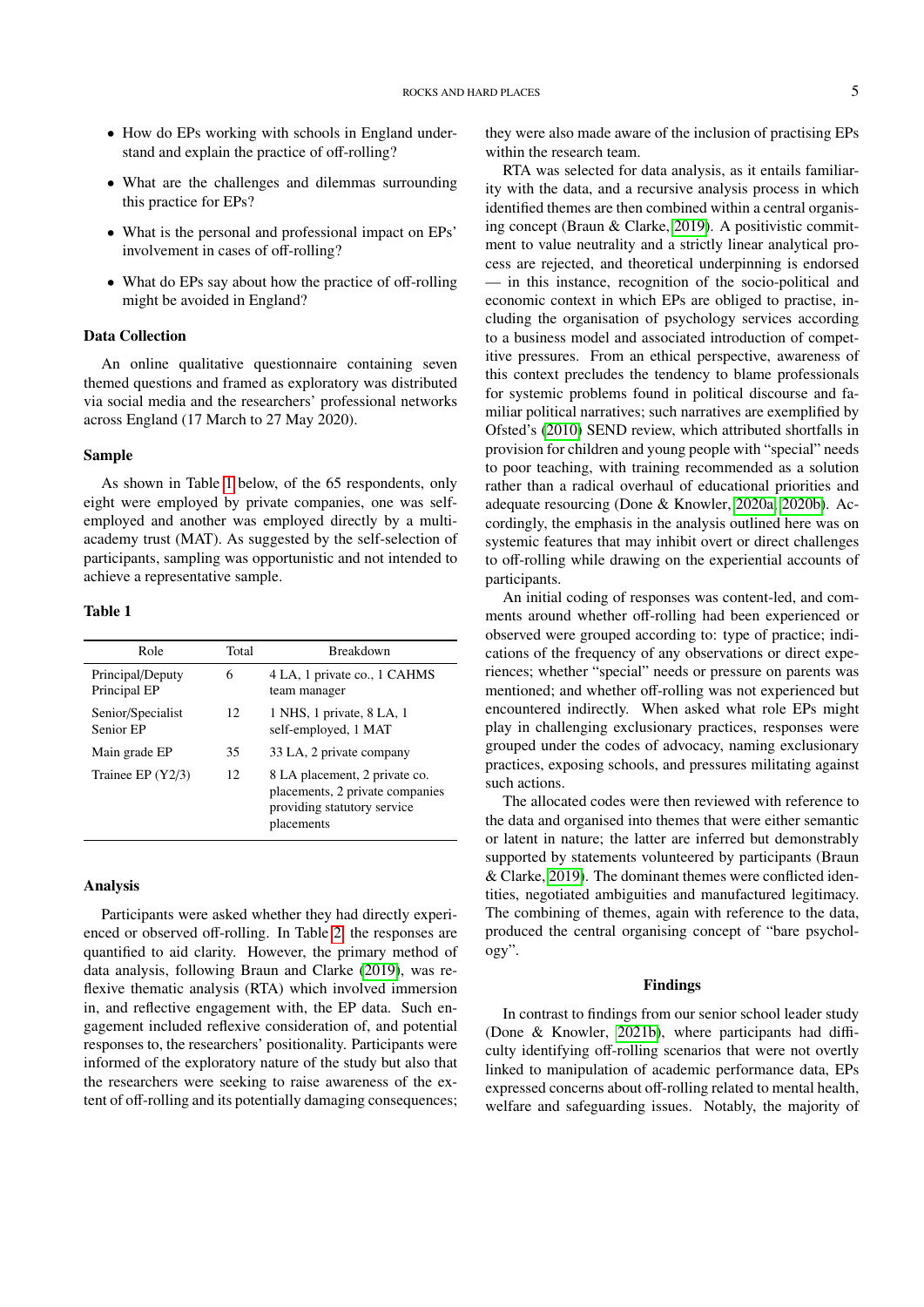- How do EPs working with schools in England understand and explain the practice of off-rolling?
- What are the challenges and dilemmas surrounding this practice for EPs?
- What is the personal and professional impact on EPs' involvement in cases of off-rolling?
- What do EPs say about how the practice of off-rolling might be avoided in England?

### Data Collection

An online qualitative questionnaire containing seven themed questions and framed as exploratory was distributed via social media and the researchers' professional networks across England (17 March to 27 May 2020).

### Sample

As shown in Table 1 below, of the 65 respondents, only eight were employed by private companies, one was self-employed and another was employed directly by a multi-academy trust (MAT). As suggested by the self-selection of participants, sampling was opportunistic and not intended to achieve a representative sample.

**Table 1**

| Role | Total | Breakdown |
|---|---|---|
| Principal/Deputy Principal EP | 6 | 4 LA, 1 private co., 1 CAHMS team manager |
| Senior/Specialist Senior EP | 12 | 1 NHS, 1 private, 8 LA, 1 self-employed, 1 MAT |
| Main grade EP | 35 | 33 LA, 2 private company |
| Trainee EP (Y2/3) | 12 | 8 LA placement, 2 private co. placements, 2 private companies providing statutory service placements |

### Analysis

Participants were asked whether they had directly experienced or observed off-rolling. In Table 2, the responses are quantified to aid clarity. However, the primary method of data analysis, following Braun and Clarke (2019), was reflexive thematic analysis (RTA) which involved immersion in, and reflective engagement with, the EP data. Such engagement included reflexive consideration of, and potential responses to, the researchers' positionality. Participants were informed of the exploratory nature of the study but also that the researchers were seeking to raise awareness of the extent of off-rolling and its potentially damaging consequences; they were also made aware of the inclusion of practising EPs within the research team.

RTA was selected for data analysis, as it entails familiarity with the data, and a recursive analysis process in which identified themes are then combined within a central organising concept (Braun & Clarke, 2019). A positivistic commitment to value neutrality and a strictly linear analytical process are rejected, and theoretical underpinning is endorsed — in this instance, recognition of the socio-political and economic context in which EPs are obliged to practise, including the organisation of psychology services according to a business model and associated introduction of competitive pressures. From an ethical perspective, awareness of this context precludes the tendency to blame professionals for systemic problems found in political discourse and familiar political narratives; such narratives are exemplified by Ofsted's (2010) SEND review, which attributed shortfalls in provision for children and young people with "special" needs to poor teaching, with training recommended as a solution rather than a radical overhaul of educational priorities and adequate resourcing (Done & Knowler, 2020a, 2020b). Accordingly, the emphasis in the analysis outlined here was on systemic features that may inhibit overt or direct challenges to off-rolling while drawing on the experiential accounts of participants.

An initial coding of responses was content-led, and comments around whether off-rolling had been experienced or observed were grouped according to: type of practice; indications of the frequency of any observations or direct experiences; whether "special" needs or pressure on parents was mentioned; and whether off-rolling was not experienced but encountered indirectly. When asked what role EPs might play in challenging exclusionary practices, responses were grouped under the codes of advocacy, naming exclusionary practices, exposing schools, and pressures militating against such actions.

The allocated codes were then reviewed with reference to the data and organised into themes that were either semantic or latent in nature; the latter are inferred but demonstrably supported by statements volunteered by participants (Braun & Clarke, 2019). The dominant themes were conflicted identities, negotiated ambiguities and manufactured legitimacy. The combining of themes, again with reference to the data, produced the central organising concept of "bare psychology".

## Findings

In contrast to findings from our senior school leader study (Done & Knowler, 2021b), where participants had difficulty identifying off-rolling scenarios that were not overtly linked to manipulation of academic performance data, EPs expressed concerns about off-rolling related to mental health, welfare and safeguarding issues. Notably, the majority of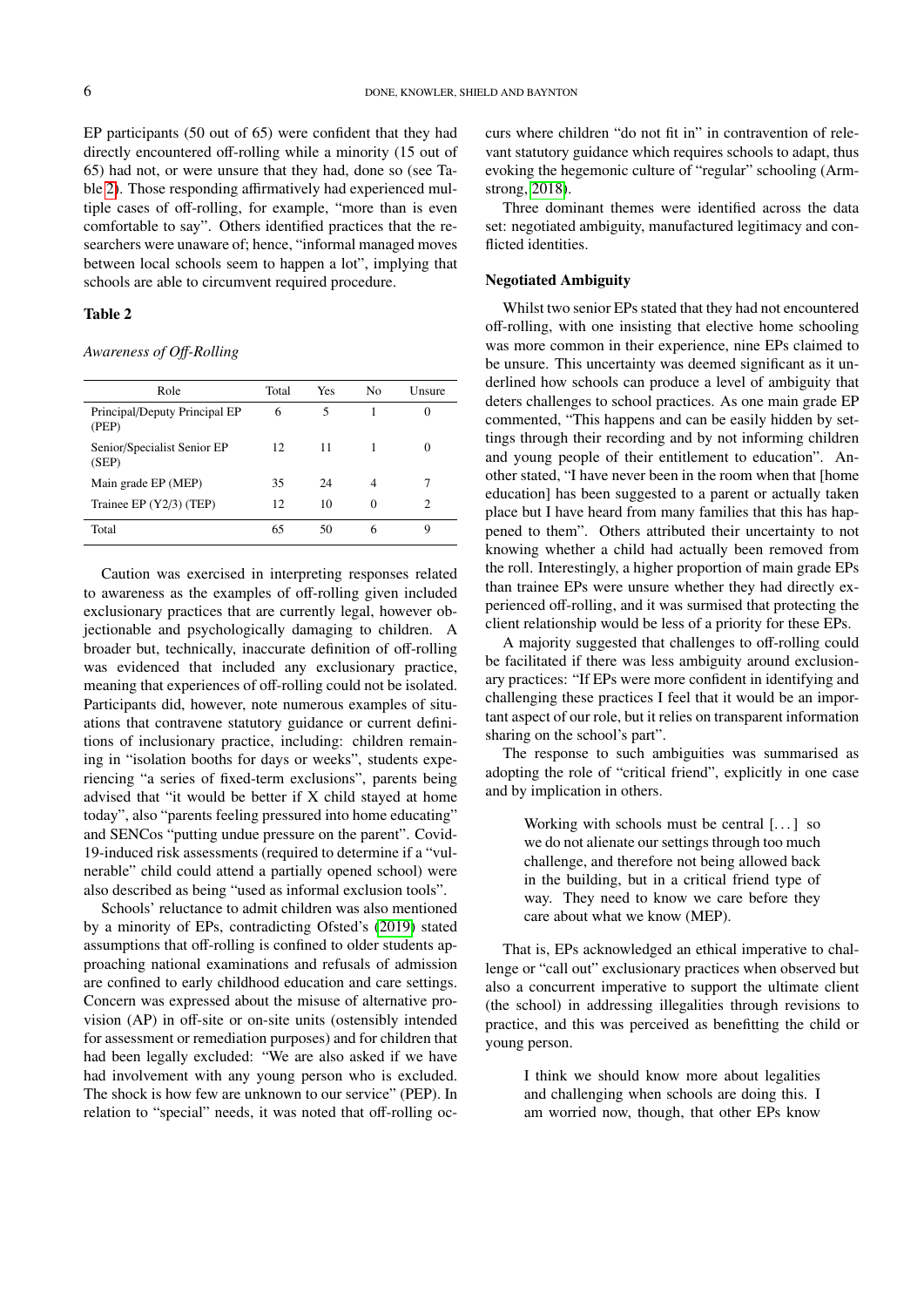EP participants (50 out of 65) were confident that they had directly encountered off-rolling while a minority (15 out of 65) had not, or were unsure that they had, done so (see Table 2). Those responding affirmatively had experienced multiple cases of off-rolling, for example, "more than is even comfortable to say". Others identified practices that the researchers were unaware of; hence, "informal managed moves between local schools seem to happen a lot", implying that schools are able to circumvent required procedure.

**Table 2**

*Awareness of Off-Rolling*

| Role | Total | Yes | No | Unsure |
|---|---|---|---|---|
| Principal/Deputy Principal EP (PEP) | 6 | 5 | 1 | 0 |
| Senior/Specialist Senior EP (SEP) | 12 | 11 | 1 | 0 |
| Main grade EP (MEP) | 35 | 24 | 4 | 7 |
| Trainee EP (Y2/3) (TEP) | 12 | 10 | 0 | 2 |
| Total | 65 | 50 | 6 | 9 |

Caution was exercised in interpreting responses related to awareness as the examples of off-rolling given included exclusionary practices that are currently legal, however objectionable and psychologically damaging to children. A broader but, technically, inaccurate definition of off-rolling was evidenced that included any exclusionary practice, meaning that experiences of off-rolling could not be isolated. Participants did, however, note numerous examples of situations that contravene statutory guidance or current definitions of inclusionary practice, including: children remaining in "isolation booths for days or weeks", students experiencing "a series of fixed-term exclusions", parents being advised that "it would be better if X child stayed at home today", also "parents feeling pressured into home educating" and SENCos "putting undue pressure on the parent". Covid-19-induced risk assessments (required to determine if a "vulnerable" child could attend a partially opened school) were also described as being "used as informal exclusion tools".

Schools' reluctance to admit children was also mentioned by a minority of EPs, contradicting Ofsted's (2019) stated assumptions that off-rolling is confined to older students approaching national examinations and refusals of admission are confined to early childhood education and care settings. Concern was expressed about the misuse of alternative provision (AP) in off-site or on-site units (ostensibly intended for assessment or remediation purposes) and for children that had been legally excluded: "We are also asked if we have had involvement with any young person who is excluded. The shock is how few are unknown to our service" (PEP). In relation to "special" needs, it was noted that off-rolling occurs where children "do not fit in" in contravention of relevant statutory guidance which requires schools to adapt, thus evoking the hegemonic culture of "regular" schooling (Armstrong, 2018).

Three dominant themes were identified across the data set: negotiated ambiguity, manufactured legitimacy and conflicted identities.

### Negotiated Ambiguity

Whilst two senior EPs stated that they had not encountered off-rolling, with one insisting that elective home schooling was more common in their experience, nine EPs claimed to be unsure. This uncertainty was deemed significant as it underlined how schools can produce a level of ambiguity that deters challenges to school practices. As one main grade EP commented, "This happens and can be easily hidden by settings through their recording and by not informing children and young people of their entitlement to education". Another stated, "I have never been in the room when that [home education] has been suggested to a parent or actually taken place but I have heard from many families that this has happened to them". Others attributed their uncertainty to not knowing whether a child had actually been removed from the roll. Interestingly, a higher proportion of main grade EPs than trainee EPs were unsure whether they had directly experienced off-rolling, and it was surmised that protecting the client relationship would be less of a priority for these EPs.

A majority suggested that challenges to off-rolling could be facilitated if there was less ambiguity around exclusionary practices: "If EPs were more confident in identifying and challenging these practices I feel that it would be an important aspect of our role, but it relies on transparent information sharing on the school's part".

The response to such ambiguities was summarised as adopting the role of "critical friend", explicitly in one case and by implication in others.

> Working with schools must be central [...] so we do not alienate our settings through too much challenge, and therefore not being allowed back in the building, but in a critical friend type of way. They need to know we care before they care about what we know (MEP).

That is, EPs acknowledged an ethical imperative to challenge or "call out" exclusionary practices when observed but also a concurrent imperative to support the ultimate client (the school) in addressing illegalities through revisions to practice, and this was perceived as benefitting the child or young person.

> I think we should know more about legalities and challenging when schools are doing this. I am worried now, though, that other EPs know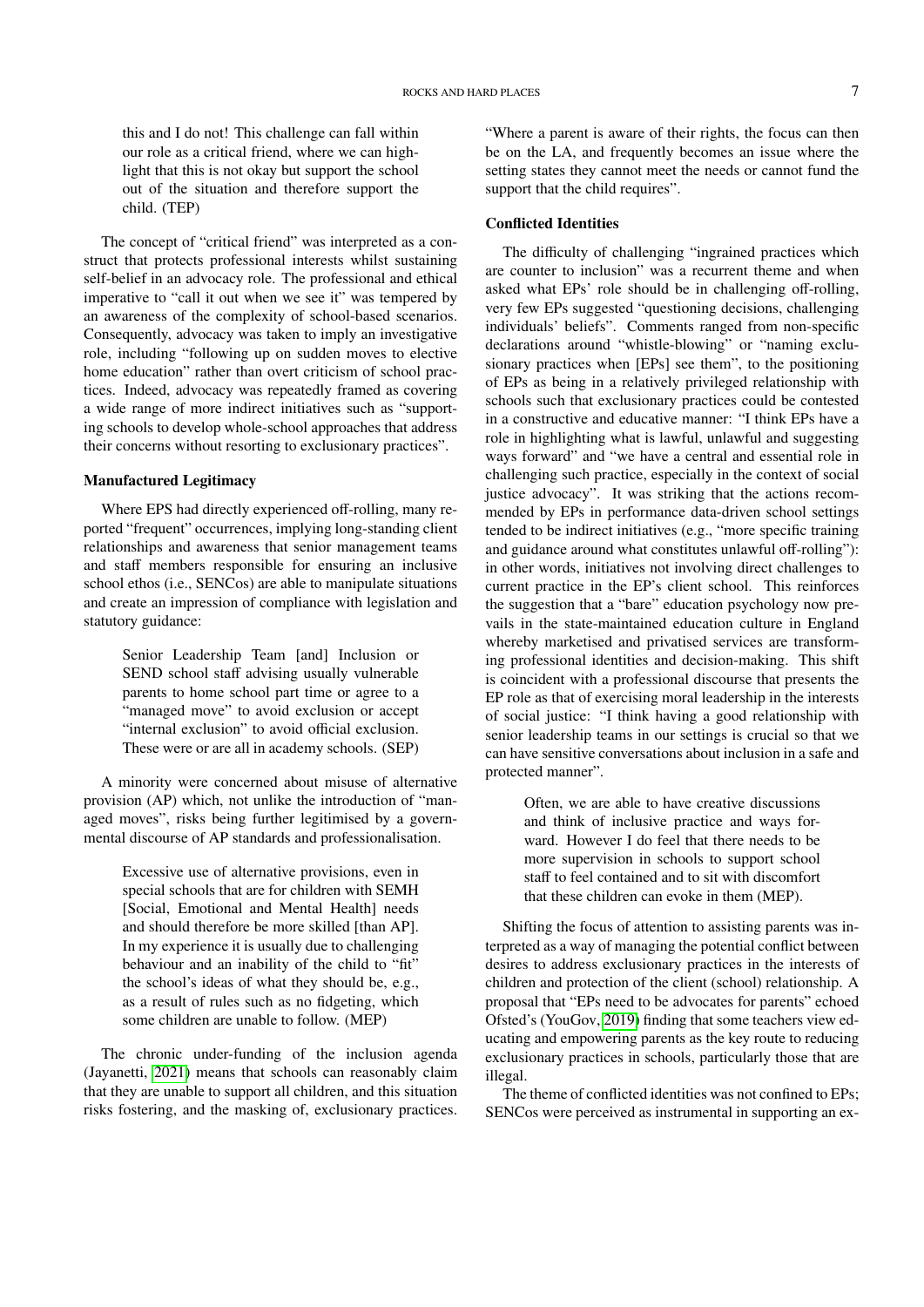> this and I do not! This challenge can fall within our role as a critical friend, where we can highlight that this is not okay but support the school out of the situation and therefore support the child. (TEP)

The concept of "critical friend" was interpreted as a construct that protects professional interests whilst sustaining self-belief in an advocacy role. The professional and ethical imperative to "call it out when we see it" was tempered by an awareness of the complexity of school-based scenarios. Consequently, advocacy was taken to imply an investigative role, including "following up on sudden moves to elective home education" rather than overt criticism of school practices. Indeed, advocacy was repeatedly framed as covering a wide range of more indirect initiatives such as "supporting schools to develop whole-school approaches that address their concerns without resorting to exclusionary practices".

### Manufactured Legitimacy

Where EPS had directly experienced off-rolling, many reported "frequent" occurrences, implying long-standing client relationships and awareness that senior management teams and staff members responsible for ensuring an inclusive school ethos (i.e., SENCos) are able to manipulate situations and create an impression of compliance with legislation and statutory guidance:

> Senior Leadership Team [and] Inclusion or SEND school staff advising usually vulnerable parents to home school part time or agree to a "managed move" to avoid exclusion or accept "internal exclusion" to avoid official exclusion. These were or are all in academy schools. (SEP)

A minority were concerned about misuse of alternative provision (AP) which, not unlike the introduction of "managed moves", risks being further legitimised by a governmental discourse of AP standards and professionalisation.

> Excessive use of alternative provisions, even in special schools that are for children with SEMH [Social, Emotional and Mental Health] needs and should therefore be more skilled [than AP]. In my experience it is usually due to challenging behaviour and an inability of the child to "fit" the school's ideas of what they should be, e.g., as a result of rules such as no fidgeting, which some children are unable to follow. (MEP)

The chronic under-funding of the inclusion agenda (Jayanetti, 2021) means that schools can reasonably claim that they are unable to support all children, and this situation risks fostering, and the masking of, exclusionary practices. "Where a parent is aware of their rights, the focus can then be on the LA, and frequently becomes an issue where the setting states they cannot meet the needs or cannot fund the support that the child requires".

### Conflicted Identities

The difficulty of challenging "ingrained practices which are counter to inclusion" was a recurrent theme and when asked what EPs' role should be in challenging off-rolling, very few EPs suggested "questioning decisions, challenging individuals' beliefs". Comments ranged from non-specific declarations around "whistle-blowing" or "naming exclusionary practices when [EPs] see them", to the positioning of EPs as being in a relatively privileged relationship with schools such that exclusionary practices could be contested in a constructive and educative manner: "I think EPs have a role in highlighting what is lawful, unlawful and suggesting ways forward" and "we have a central and essential role in challenging such practice, especially in the context of social justice advocacy". It was striking that the actions recommended by EPs in performance data-driven school settings tended to be indirect initiatives (e.g., "more specific training and guidance around what constitutes unlawful off-rolling"): in other words, initiatives not involving direct challenges to current practice in the EP's client school. This reinforces the suggestion that a "bare" education psychology now prevails in the state-maintained education culture in England whereby marketised and privatised services are transforming professional identities and decision-making. This shift is coincident with a professional discourse that presents the EP role as that of exercising moral leadership in the interests of social justice: "I think having a good relationship with senior leadership teams in our settings is crucial so that we can have sensitive conversations about inclusion in a safe and protected manner".

> Often, we are able to have creative discussions and think of inclusive practice and ways forward. However I do feel that there needs to be more supervision in schools to support school staff to feel contained and to sit with discomfort that these children can evoke in them (MEP).

Shifting the focus of attention to assisting parents was interpreted as a way of managing the potential conflict between desires to address exclusionary practices in the interests of children and protection of the client (school) relationship. A proposal that "EPs need to be advocates for parents" echoed Ofsted's (YouGov, 2019) finding that some teachers view educating and empowering parents as the key route to reducing exclusionary practices in schools, particularly those that are illegal.

The theme of conflicted identities was not confined to EPs; SENCos were perceived as instrumental in supporting an ex-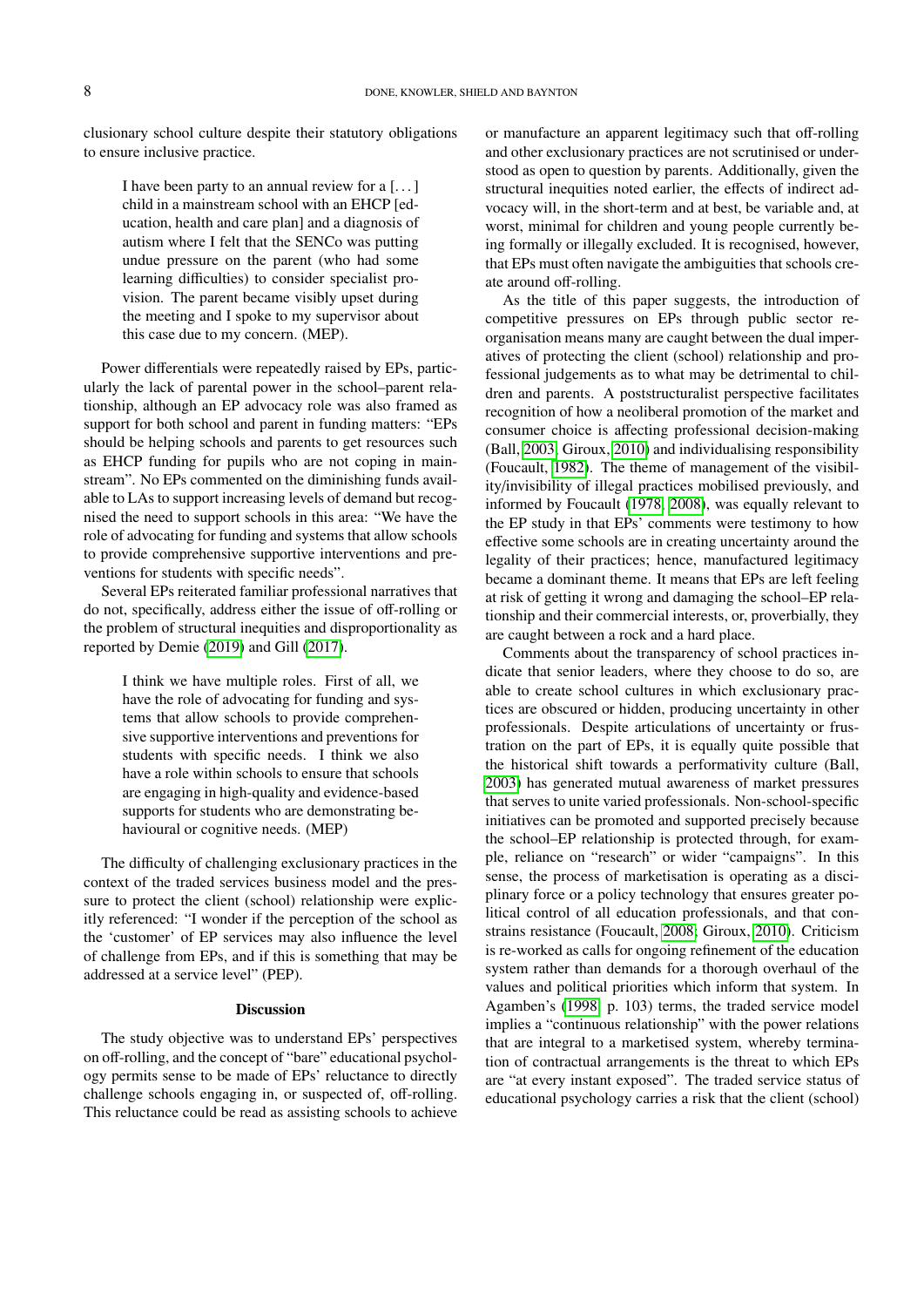clusionary school culture despite their statutory obligations to ensure inclusive practice.

> I have been party to an annual review for a [. . . ] child in a mainstream school with an EHCP [education, health and care plan] and a diagnosis of autism where I felt that the SENCo was putting undue pressure on the parent (who had some learning difficulties) to consider specialist provision. The parent became visibly upset during the meeting and I spoke to my supervisor about this case due to my concern. (MEP).

Power differentials were repeatedly raised by EPs, particularly the lack of parental power in the school–parent relationship, although an EP advocacy role was also framed as support for both school and parent in funding matters: "EPs should be helping schools and parents to get resources such as EHCP funding for pupils who are not coping in mainstream". No EPs commented on the diminishing funds available to LAs to support increasing levels of demand but recognised the need to support schools in this area: "We have the role of advocating for funding and systems that allow schools to provide comprehensive supportive interventions and preventions for students with specific needs".

Several EPs reiterated familiar professional narratives that do not, specifically, address either the issue of off-rolling or the problem of structural inequities and disproportionality as reported by Demie (2019) and Gill (2017).

> I think we have multiple roles. First of all, we have the role of advocating for funding and systems that allow schools to provide comprehensive supportive interventions and preventions for students with specific needs. I think we also have a role within schools to ensure that schools are engaging in high-quality and evidence-based supports for students who are demonstrating behavioural or cognitive needs. (MEP)

The difficulty of challenging exclusionary practices in the context of the traded services business model and the pressure to protect the client (school) relationship were explicitly referenced: "I wonder if the perception of the school as the 'customer' of EP services may also influence the level of challenge from EPs, and if this is something that may be addressed at a service level" (PEP).

## Discussion

The study objective was to understand EPs' perspectives on off-rolling, and the concept of "bare" educational psychology permits sense to be made of EPs' reluctance to directly challenge schools engaging in, or suspected of, off-rolling. This reluctance could be read as assisting schools to achieve or manufacture an apparent legitimacy such that off-rolling and other exclusionary practices are not scrutinised or understood as open to question by parents. Additionally, given the structural inequities noted earlier, the effects of indirect advocacy will, in the short-term and at best, be variable and, at worst, minimal for children and young people currently being formally or illegally excluded. It is recognised, however, that EPs must often navigate the ambiguities that schools create around off-rolling.

As the title of this paper suggests, the introduction of competitive pressures on EPs through public sector reorganisation means many are caught between the dual imperatives of protecting the client (school) relationship and professional judgements as to what may be detrimental to children and parents. A poststructuralist perspective facilitates recognition of how a neoliberal promotion of the market and consumer choice is affecting professional decision-making (Ball, 2003; Giroux, 2010) and individualising responsibility (Foucault, 1982). The theme of management of the visibility/invisibility of illegal practices mobilised previously, and informed by Foucault (1978, 2008), was equally relevant to the EP study in that EPs' comments were testimony to how effective some schools are in creating uncertainty around the legality of their practices; hence, manufactured legitimacy became a dominant theme. It means that EPs are left feeling at risk of getting it wrong and damaging the school–EP relationship and their commercial interests, or, proverbially, they are caught between a rock and a hard place.

Comments about the transparency of school practices indicate that senior leaders, where they choose to do so, are able to create school cultures in which exclusionary practices are obscured or hidden, producing uncertainty in other professionals. Despite articulations of uncertainty or frustration on the part of EPs, it is equally quite possible that the historical shift towards a performativity culture (Ball, 2003) has generated mutual awareness of market pressures that serves to unite varied professionals. Non-school-specific initiatives can be promoted and supported precisely because the school–EP relationship is protected through, for example, reliance on "research" or wider "campaigns". In this sense, the process of marketisation is operating as a disciplinary force or a policy technology that ensures greater political control of all education professionals, and that constrains resistance (Foucault, 2008; Giroux, 2010). Criticism is re-worked as calls for ongoing refinement of the education system rather than demands for a thorough overhaul of the values and political priorities which inform that system. In Agamben's (1998, p. 103) terms, the traded service model implies a "continuous relationship" with the power relations that are integral to a marketised system, whereby termination of contractual arrangements is the threat to which EPs are "at every instant exposed". The traded service status of educational psychology carries a risk that the client (school)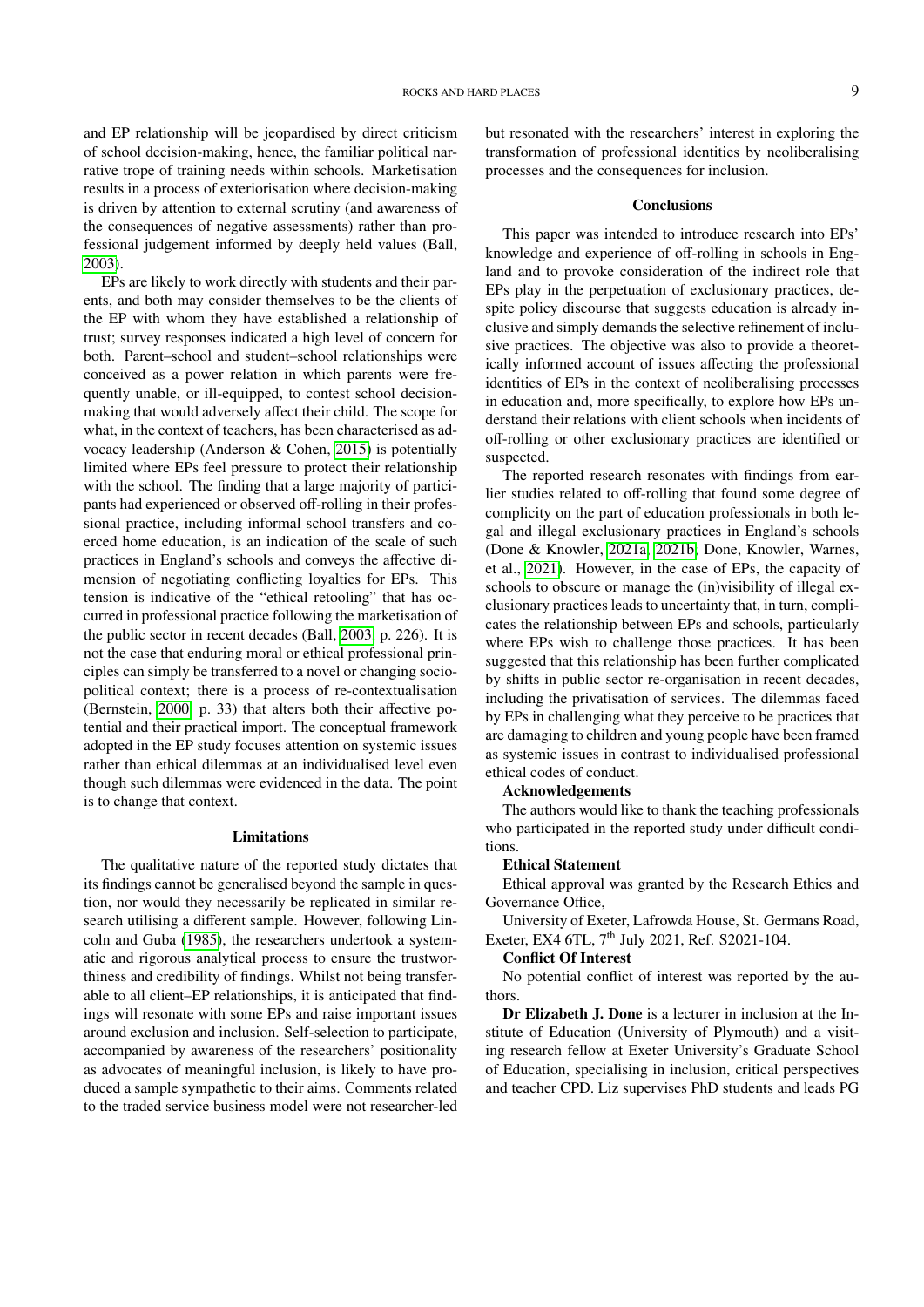and EP relationship will be jeopardised by direct criticism of school decision-making, hence, the familiar political narrative trope of training needs within schools. Marketisation results in a process of exteriorisation where decision-making is driven by attention to external scrutiny (and awareness of the consequences of negative assessments) rather than professional judgement informed by deeply held values (Ball, 2003).

EPs are likely to work directly with students and their parents, and both may consider themselves to be the clients of the EP with whom they have established a relationship of trust; survey responses indicated a high level of concern for both. Parent–school and student–school relationships were conceived as a power relation in which parents were frequently unable, or ill-equipped, to contest school decision-making that would adversely affect their child. The scope for what, in the context of teachers, has been characterised as advocacy leadership (Anderson & Cohen, 2015) is potentially limited where EPs feel pressure to protect their relationship with the school. The finding that a large majority of participants had experienced or observed off-rolling in their professional practice, including informal school transfers and coerced home education, is an indication of the scale of such practices in England's schools and conveys the affective dimension of negotiating conflicting loyalties for EPs. This tension is indicative of the "ethical retooling" that has occurred in professional practice following the marketisation of the public sector in recent decades (Ball, 2003, p. 226). It is not the case that enduring moral or ethical professional principles can simply be transferred to a novel or changing sociopolitical context; there is a process of re-contextualisation (Bernstein, 2000, p. 33) that alters both their affective potential and their practical import. The conceptual framework adopted in the EP study focuses attention on systemic issues rather than ethical dilemmas at an individualised level even though such dilemmas were evidenced in the data. The point is to change that context.

## Limitations

The qualitative nature of the reported study dictates that its findings cannot be generalised beyond the sample in question, nor would they necessarily be replicated in similar research utilising a different sample. However, following Lincoln and Guba (1985), the researchers undertook a systematic and rigorous analytical process to ensure the trustworthiness and credibility of findings. Whilst not being transferable to all client–EP relationships, it is anticipated that findings will resonate with some EPs and raise important issues around exclusion and inclusion. Self-selection to participate, accompanied by awareness of the researchers' positionality as advocates of meaningful inclusion, is likely to have produced a sample sympathetic to their aims. Comments related to the traded service business model were not researcher-led but resonated with the researchers' interest in exploring the transformation of professional identities by neoliberalising processes and the consequences for inclusion.

## Conclusions

This paper was intended to introduce research into EPs' knowledge and experience of off-rolling in schools in England and to provoke consideration of the indirect role that EPs play in the perpetuation of exclusionary practices, despite policy discourse that suggests education is already inclusive and simply demands the selective refinement of inclusive practices. The objective was also to provide a theoretically informed account of issues affecting the professional identities of EPs in the context of neoliberalising processes in education and, more specifically, to explore how EPs understand their relations with client schools when incidents of off-rolling or other exclusionary practices are identified or suspected.

The reported research resonates with findings from earlier studies related to off-rolling that found some degree of complicity on the part of education professionals in both legal and illegal exclusionary practices in England's schools (Done & Knowler, 2021a, 2021b, Done, Knowler, Warnes, et al., 2021). However, in the case of EPs, the capacity of schools to obscure or manage the (in)visibility of illegal exclusionary practices leads to uncertainty that, in turn, complicates the relationship between EPs and schools, particularly where EPs wish to challenge those practices. It has been suggested that this relationship has been further complicated by shifts in public sector re-organisation in recent decades, including the privatisation of services. The dilemmas faced by EPs in challenging what they perceive to be practices that are damaging to children and young people have been framed as systemic issues in contrast to individualised professional ethical codes of conduct.

**Acknowledgements**

The authors would like to thank the teaching professionals who participated in the reported study under difficult conditions.

**Ethical Statement**

Ethical approval was granted by the Research Ethics and Governance Office,

University of Exeter, Lafrowda House, St. Germans Road, Exeter, EX4 6TL, 7th July 2021, Ref. S2021-104.

**Conflict Of Interest**

No potential conflict of interest was reported by the authors.

**Dr Elizabeth J. Done** is a lecturer in inclusion at the Institute of Education (University of Plymouth) and a visiting research fellow at Exeter University's Graduate School of Education, specialising in inclusion, critical perspectives and teacher CPD. Liz supervises PhD students and leads PG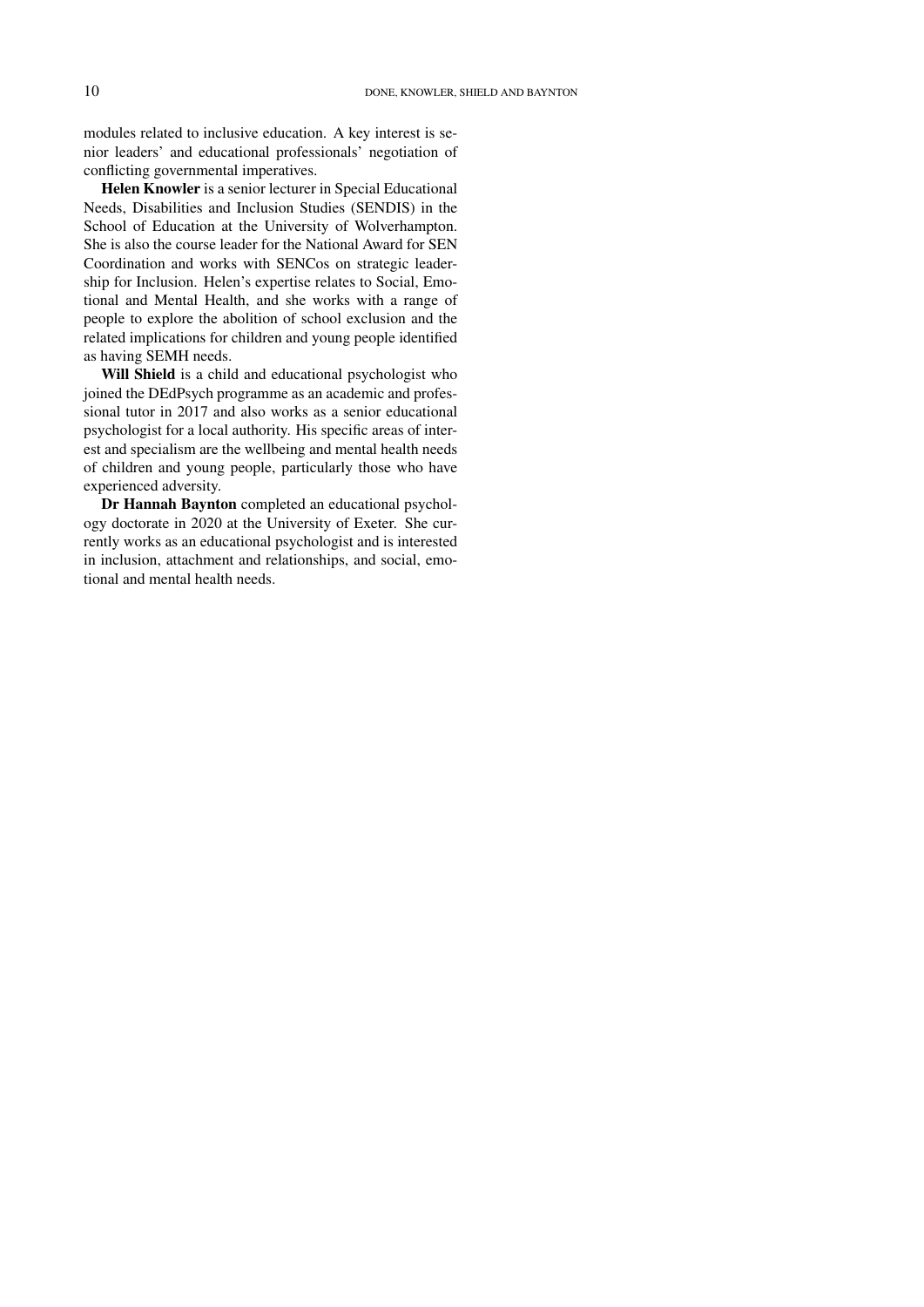modules related to inclusive education. A key interest is senior leaders' and educational professionals' negotiation of conflicting governmental imperatives.

**Helen Knowler** is a senior lecturer in Special Educational Needs, Disabilities and Inclusion Studies (SENDIS) in the School of Education at the University of Wolverhampton. She is also the course leader for the National Award for SEN Coordination and works with SENCos on strategic leadership for Inclusion. Helen's expertise relates to Social, Emotional and Mental Health, and she works with a range of people to explore the abolition of school exclusion and the related implications for children and young people identified as having SEMH needs.

**Will Shield** is a child and educational psychologist who joined the DEdPsych programme as an academic and professional tutor in 2017 and also works as a senior educational psychologist for a local authority. His specific areas of interest and specialism are the wellbeing and mental health needs of children and young people, particularly those who have experienced adversity.

**Dr Hannah Baynton** completed an educational psychology doctorate in 2020 at the University of Exeter. She currently works as an educational psychologist and is interested in inclusion, attachment and relationships, and social, emotional and mental health needs.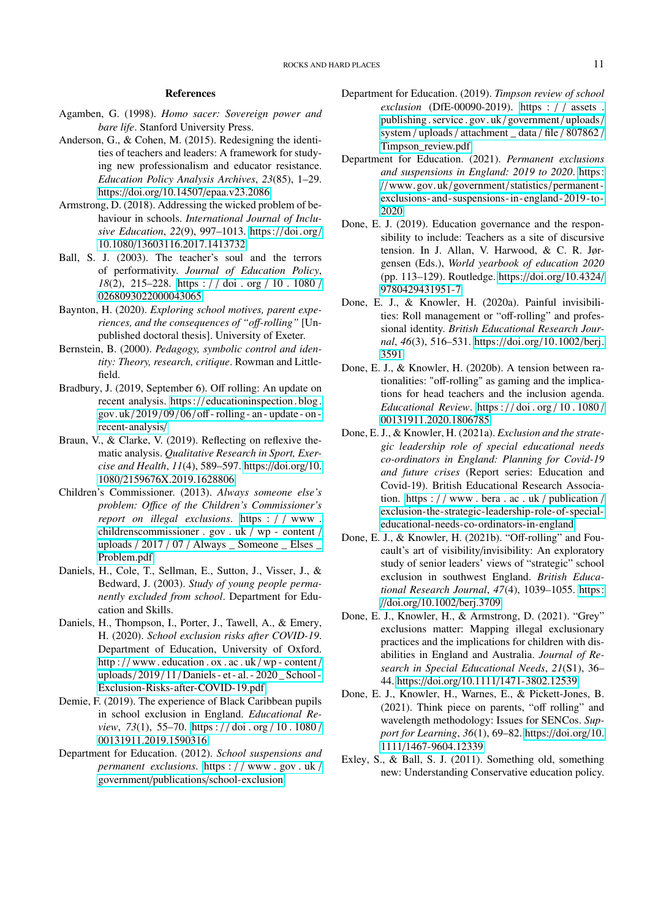## References

Agamben, G. (1998). *Homo sacer: Sovereign power and bare life*. Stanford University Press.

Anderson, G., & Cohen, M. (2015). Redesigning the identities of teachers and leaders: A framework for studying new professionalism and educator resistance. *Education Policy Analysis Archives*, *23*(85), 1–29. https://doi.org/10.14507/epaa.v23.2086

Armstrong, D. (2018). Addressing the wicked problem of behaviour in schools. *International Journal of Inclusive Education*, *22*(9), 997–1013. https://doi.org/10.1080/13603116.2017.1413732

Ball, S. J. (2003). The teacher's soul and the terrors of performativity. *Journal of Education Policy*, *18*(2), 215–228. https://doi.org/10.1080/0268093022000043065

Baynton, H. (2020). *Exploring school motives, parent experiences, and the consequences of "off-rolling"* [Unpublished doctoral thesis]. University of Exeter.

Bernstein, B. (2000). *Pedagogy, symbolic control and identity: Theory, research, critique*. Rowman and Littlefield.

Bradbury, J. (2019, September 6). Off rolling: An update on recent analysis. https://educationinspection.blog.gov.uk/2019/09/06/off-rolling-an-update-on-recent-analysis/

Braun, V., & Clarke, V. (2019). Reflecting on reflexive thematic analysis. *Qualitative Research in Sport, Exercise and Health*, *11*(4), 589–597. https://doi.org/10.1080/2159676X.2019.1628806

Children's Commissioner. (2013). *Always someone else's problem: Office of the Children's Commissioner's report on illegal exclusions*. https://www.childrenscommissioner.gov.uk/wp-content/uploads/2017/07/Always_Someone_Elses_Problem.pdf

Daniels, H., Cole, T., Sellman, E., Sutton, J., Visser, J., & Bedward, J. (2003). *Study of young people permanently excluded from school*. Department for Education and Skills.

Daniels, H., Thompson, I., Porter, J., Tawell, A., & Emery, H. (2020). *School exclusion risks after COVID-19*. Department of Education, University of Oxford. http://www.education.ox.ac.uk/wp-content/uploads/2019/11/Daniels-et-al.-2020_School-Exclusion-Risks-after-COVID-19.pdf

Demie, F. (2019). The experience of Black Caribbean pupils in school exclusion in England. *Educational Review*, *73*(1), 55–70. https://doi.org/10.1080/00131911.2019.1590316

Department for Education. (2012). *School suspensions and permanent exclusions*. https://www.gov.uk/government/publications/school-exclusion

Department for Education. (2019). *Timpson review of school exclusion* (DfE-00090-2019). https://assets.publishing.service.gov.uk/government/uploads/system/uploads/attachment_data/file/807862/Timpson_review.pdf

Department for Education. (2021). *Permanent exclusions and suspensions in England: 2019 to 2020*. https://www.gov.uk/government/statistics/permanent-exclusions-and-suspensions-in-england-2019-to-2020

Done, E. J. (2019). Education governance and the responsibility to include: Teachers as a site of discursive tension. In J. Allan, V. Harwood, & C. R. Jørgensen (Eds.), *World yearbook of education 2020* (pp. 113–129). Routledge. https://doi.org/10.4324/9780429431951-7

Done, E. J., & Knowler, H. (2020a). Painful invisibilities: Roll management or "off-rolling" and professional identity. *British Educational Research Journal*, *46*(3), 516–531. https://doi.org/10.1002/berj.3591

Done, E. J., & Knowler, H. (2020b). A tension between rationalities: "off-rolling" as gaming and the implications for head teachers and the inclusion agenda. *Educational Review*. https://doi.org/10.1080/00131911.2020.1806785

Done, E. J., & Knowler, H. (2021a). *Exclusion and the strategic leadership role of special educational needs co-ordinators in England: Planning for Covid-19 and future crises* (Report series: Education and Covid-19). British Educational Research Association. https://www.bera.ac.uk/publication/exclusion-the-strategic-leadership-role-of-special-educational-needs-co-ordinators-in-england

Done, E. J., & Knowler, H. (2021b). "Off-rolling" and Foucault's art of visibility/invisibility: An exploratory study of senior leaders' views of "strategic" school exclusion in southwest England. *British Educational Research Journal*, *47*(4), 1039–1055. https://doi.org/10.1002/berj.3709

Done, E. J., Knowler, H., & Armstrong, D. (2021). "Grey" exclusions matter: Mapping illegal exclusionary practices and the implications for children with disabilities in England and Australia. *Journal of Research in Special Educational Needs*, *21*(S1), 36–44. https://doi.org/10.1111/1471-3802.12539

Done, E. J., Knowler, H., Warnes, E., & Pickett-Jones, B. (2021). Think piece on parents, "off rolling" and wavelength methodology: Issues for SENCOs. *Support for Learning*, *36*(1), 69–82. https://doi.org/10.1111/1467-9604.12339

Exley, S., & Ball, S. J. (2011). Something old, something new: Understanding Conservative education policy.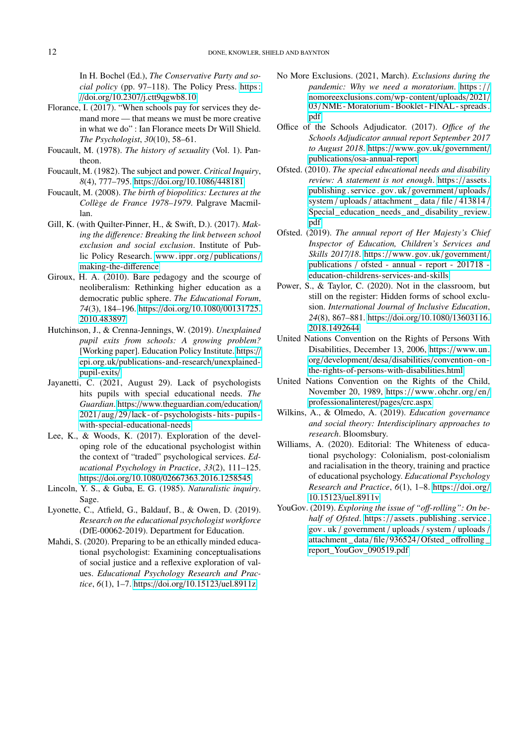In H. Bochel (Ed.), *The Conservative Party and social policy* (pp. 97–118). The Policy Press. https://doi.org/10.2307/j.ctt9qgwb8.10

Florance, I. (2017). "When schools pay for services they demand more — that means we must be more creative in what we do" : Ian Florance meets Dr Will Shield. *The Psychologist*, *30*(10), 58–61.

Foucault, M. (1978). *The history of sexuality* (Vol. 1). Pantheon.

Foucault, M. (1982). The subject and power. *Critical Inquiry*, *8*(4), 777–795. https://doi.org/10.1086/448181

Foucault, M. (2008). *The birth of biopolitics: Lectures at the Collège de France 1978–1979*. Palgrave Macmillan.

Gill, K. (with Quilter-Pinner, H., & Swift, D.). (2017). *Making the difference: Breaking the link between school exclusion and social exclusion*. Institute of Public Policy Research. www.ippr.org/publications/making-the-difference

Giroux, H. A. (2010). Bare pedagogy and the scourge of neoliberalism: Rethinking higher education as a democratic public sphere. *The Educational Forum*, *74*(3), 184–196. https://doi.org/10.1080/00131725.2010.483897

Hutchinson, J., & Crenna-Jennings, W. (2019). *Unexplained pupil exits from schools: A growing problem?* [Working paper]. Education Policy Institute. https://epi.org.uk/publications-and-research/unexplained-pupil-exits/

Jayanetti, C. (2021, August 29). Lack of psychologists hits pupils with special educational needs. *The Guardian*. https://www.theguardian.com/education/2021/aug/29/lack-of-psychologists-hits-pupils-with-special-educational-needs

Lee, K., & Woods, K. (2017). Exploration of the developing role of the educational psychologist within the context of "traded" psychological services. *Educational Psychology in Practice*, *33*(2), 111–125. https://doi.org/10.1080/02667363.2016.1258545

Lincoln, Y. S., & Guba, E. G. (1985). *Naturalistic inquiry*. Sage.

Lyonette, C., Atfield, G., Baldauf, B., & Owen, D. (2019). *Research on the educational psychologist workforce* (DfE-00062-2019). Department for Education.

Mahdi, S. (2020). Preparing to be an ethically minded educational psychologist: Examining conceptualisations of social justice and a reflexive exploration of values. *Educational Psychology Research and Practice*, *6*(1), 1–7. https://doi.org/10.15123/uel.8911z

No More Exclusions. (2021, March). *Exclusions during the pandemic: Why we need a moratorium*. https://nomoreexclusions.com/wp-content/uploads/2021/03/NME-Moratorium-Booklet-FINAL-spreads.pdf

Office of the Schools Adjudicator. (2017). *Office of the Schools Adjudicator annual report September 2017 to August 2018*. https://www.gov.uk/government/publications/osa-annual-report

Ofsted. (2010). *The special educational needs and disability review: A statement is not enough*. https://assets.publishing.service.gov.uk/government/uploads/system/uploads/attachment_data/file/413814/Special_education_needs_and_disability_review.pdf

Ofsted. (2019). *The annual report of Her Majesty's Chief Inspector of Education, Children's Services and Skills 2017/18*. https://www.gov.uk/government/publications/ofsted-annual-report-201718-education-childrens-services-and-skills

Power, S., & Taylor, C. (2020). Not in the classroom, but still on the register: Hidden forms of school exclusion. *International Journal of Inclusive Education*, *24*(8), 867–881. https://doi.org/10.1080/13603116.2018.1492644

United Nations Convention on the Rights of Persons With Disabilities, December 13, 2006, https://www.un.org/development/desa/disabilities/convention-on-the-rights-of-persons-with-disabilities.html

United Nations Convention on the Rights of the Child, November 20, 1989, https://www.ohchr.org/en/professionalinterest/pages/crc.aspx

Wilkins, A., & Olmedo, A. (2019). *Education governance and social theory: Interdisciplinary approaches to research*. Bloomsbury.

Williams, A. (2020). Editorial: The Whiteness of educational psychology: Colonialism, post-colonialism and racialisation in the theory, training and practice of educational psychology. *Educational Psychology Research and Practice*, *6*(1), 1–8. https://doi.org/10.15123/uel.8911v

YouGov. (2019). *Exploring the issue of "off-rolling": On behalf of Ofsted*. https://assets.publishing.service.gov.uk/government/uploads/system/uploads/attachment_data/file/936524/Ofsted_offrolling_report_YouGov_090519.pdf